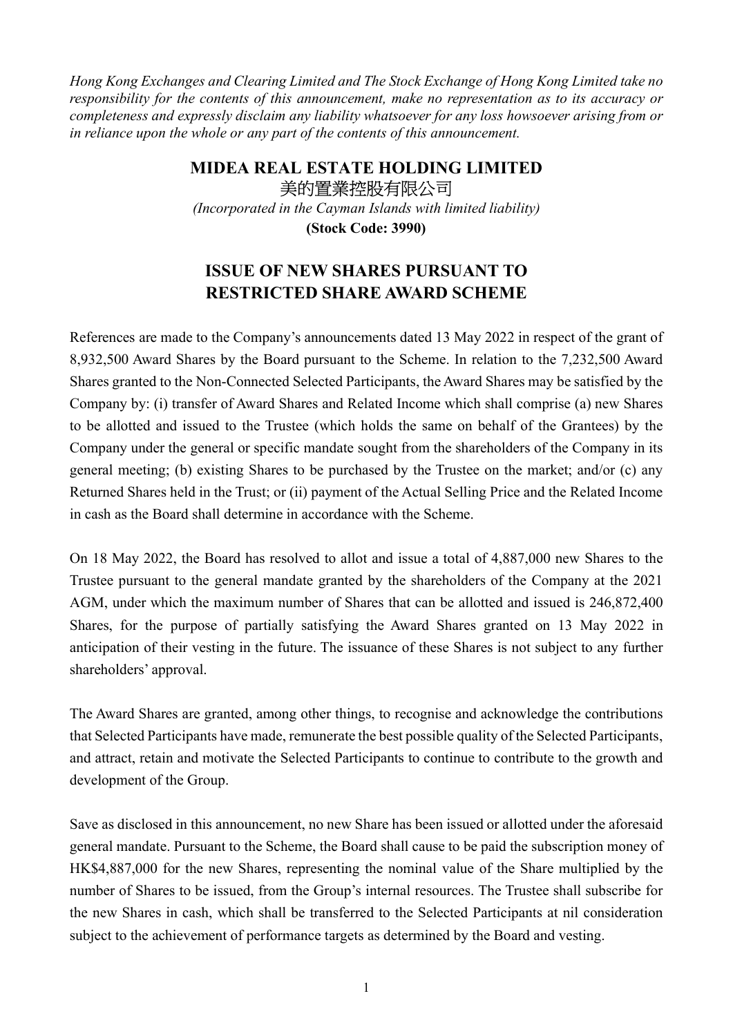*Hong Kong Exchanges and Clearing Limited and The Stock Exchange of Hong Kong Limited take no responsibility for the contents of this announcement, make no representation as to its accuracy or completeness and expressly disclaim any liability whatsoever for any loss howsoever arising from or in reliance upon the whole or any part of the contents of this announcement.*

# MIDEA REAL ESTATE HOLDING LIMITED

# 美的置業控股有限公司

*(Incorporated in the Cayman Islands with limited liability)*

**(Stock Code: 3990)**

## ISSUE OF NEW SHARES PURSUANT TO RESTRICTED SHARE AWARD SCHEME

References are made to the Company's announcements dated 13 May 2022 in respect of the grant of 8,932,500 Award Shares by the Board pursuant to the Scheme. In relation to the 7,232,500 Award Shares granted to the Non-Connected Selected Participants, the Award Shares may be satisfied by the Company by: (i) transfer of Award Shares and Related Income which shall comprise (a) new Shares to be allotted and issued to the Trustee (which holds the same on behalf of the Grantees) by the Company under the general or specific mandate sought from the shareholders of the Company in its general meeting; (b) existing Shares to be purchased by the Trustee on the market; and/or (c) any Returned Shares held in the Trust; or (ii) payment of the Actual Selling Price and the Related Income in cash as the Board shall determine in accordance with the Scheme.

On 18 May 2022, the Board has resolved to allot and issue a total of 4,887,000 new Shares to the Trustee pursuant to the general mandate granted by the shareholders of the Company at the 2021 AGM, under which the maximum number of Shares that can be allotted and issued is 246,872,400 Shares, for the purpose of partially satisfying the Award Shares granted on 13 May 2022 in anticipation of their vesting in the future. The issuance of these Shares is not subject to any further shareholders' approval.

The Award Shares are granted, among other things, to recognise and acknowledge the contributions that Selected Participants have made, remunerate the best possible quality of the Selected Participants, and attract, retain and motivate the Selected Participants to continue to contribute to the growth and development of the Group.

Save as disclosed in this announcement, no new Share has been issued or allotted under the aforesaid general mandate. Pursuant to the Scheme, the Board shall cause to be paid the subscription money of HK$4,887,000 for the new Shares, representing the nominal value of the Share multiplied by the number of Shares to be issued, from the Group's internal resources. The Trustee shall subscribe for the new Shares in cash, which shall be transferred to the Selected Participants at nil consideration subject to the achievement of performance targets as determined by the Board and vesting.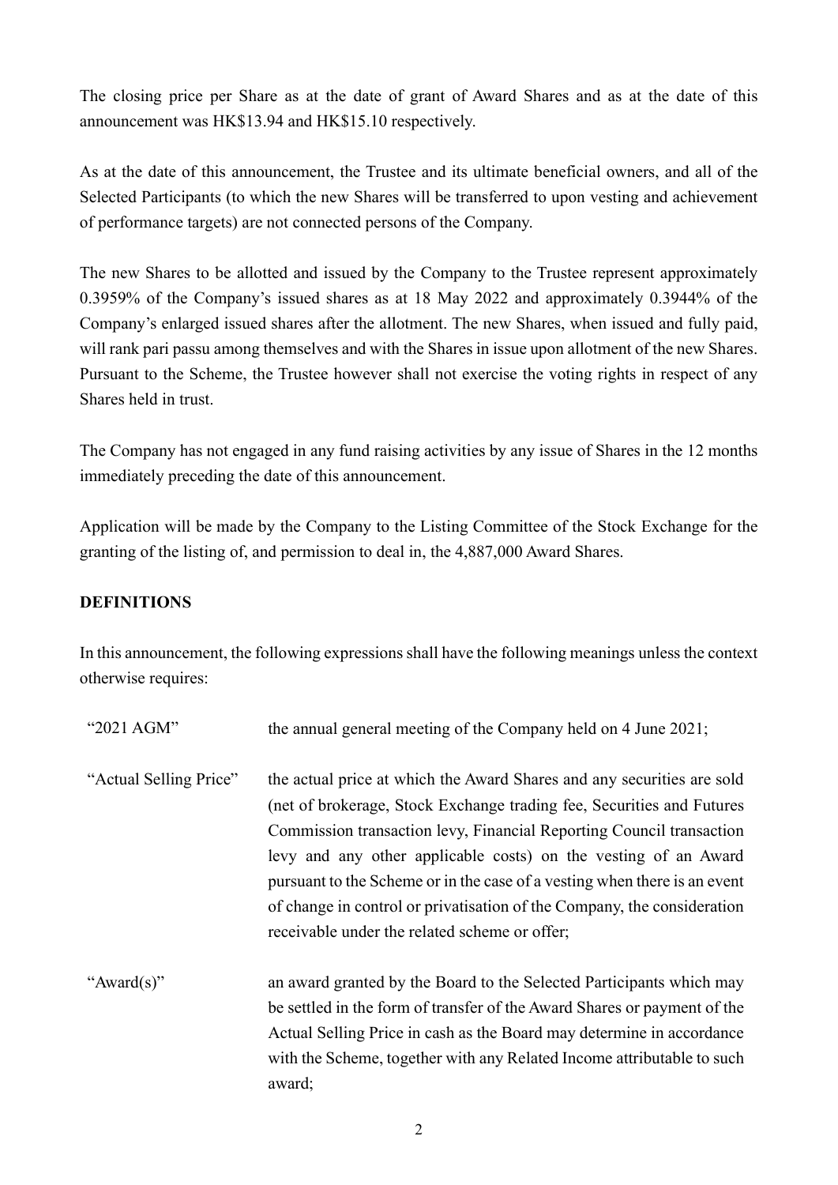The closing price per Share as at the date of grant of Award Shares and as at the date of this announcement was HK$13.94 and HK$15.10 respectively.

As at the date of this announcement, the Trustee and its ultimate beneficial owners, and all of the Selected Participants (to which the new Shares will be transferred to upon vesting and achievement of performance targets) are not connected persons of the Company.

The new Shares to be allotted and issued by the Company to the Trustee represent approximately 0.3959% of the Company's issued shares as at 18 May 2022 and approximately 0.3944% of the Company's enlarged issued shares after the allotment. The new Shares, when issued and fully paid, will rank pari passu among themselves and with the Shares in issue upon allotment of the new Shares. Pursuant to the Scheme, the Trustee however shall not exercise the voting rights in respect of any Shares held in trust.

The Company has not engaged in any fund raising activities by any issue of Shares in the 12 months immediately preceding the date of this announcement.

Application will be made by the Company to the Listing Committee of the Stock Exchange for the granting of the listing of, and permission to deal in, the 4,887,000 Award Shares.

## DEFINITIONS

In this announcement, the following expressions shall have the following meanings unless the context otherwise requires:

| | |
|---|---|
| "2021 AGM" | the annual general meeting of the Company held on 4 June 2021; |
| "Actual Selling Price" | the actual price at which the Award Shares and any securities are sold (net of brokerage, Stock Exchange trading fee, Securities and Futures Commission transaction levy, Financial Reporting Council transaction levy and any other applicable costs) on the vesting of an Award pursuant to the Scheme or in the case of a vesting when there is an event of change in control or privatisation of the Company, the consideration receivable under the related scheme or offer; |
| "Award(s)" | an award granted by the Board to the Selected Participants which may be settled in the form of transfer of the Award Shares or payment of the Actual Selling Price in cash as the Board may determine in accordance with the Scheme, together with any Related Income attributable to such award; |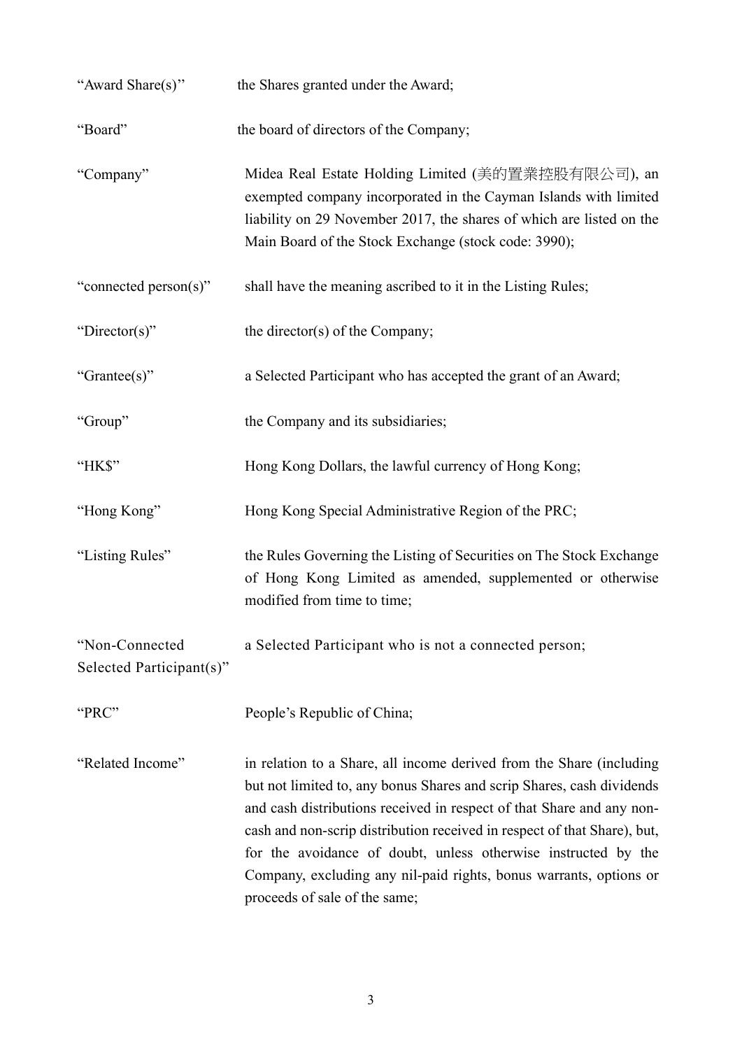| | |
|---|---|
| "Award Share(s)" | the Shares granted under the Award; |
| "Board" | the board of directors of the Company; |
| "Company" | Midea Real Estate Holding Limited (美的置業控股有限公司), an exempted company incorporated in the Cayman Islands with limited liability on 29 November 2017, the shares of which are listed on the Main Board of the Stock Exchange (stock code: 3990); |
| "connected person(s)" | shall have the meaning ascribed to it in the Listing Rules; |
| "Director(s)" | the director(s) of the Company; |
| "Grantee(s)" | a Selected Participant who has accepted the grant of an Award; |
| "Group" | the Company and its subsidiaries; |
| "HK$" | Hong Kong Dollars, the lawful currency of Hong Kong; |
| "Hong Kong" | Hong Kong Special Administrative Region of the PRC; |
| "Listing Rules" | the Rules Governing the Listing of Securities on The Stock Exchange of Hong Kong Limited as amended, supplemented or otherwise modified from time to time; |
| "Non-Connected Selected Participant(s)" | a Selected Participant who is not a connected person; |
| "PRC" | People's Republic of China; |
| "Related Income" | in relation to a Share, all income derived from the Share (including but not limited to, any bonus Shares and scrip Shares, cash dividends and cash distributions received in respect of that Share and any non-cash and non-scrip distribution received in respect of that Share), but, for the avoidance of doubt, unless otherwise instructed by the Company, excluding any nil-paid rights, bonus warrants, options or proceeds of sale of the same; |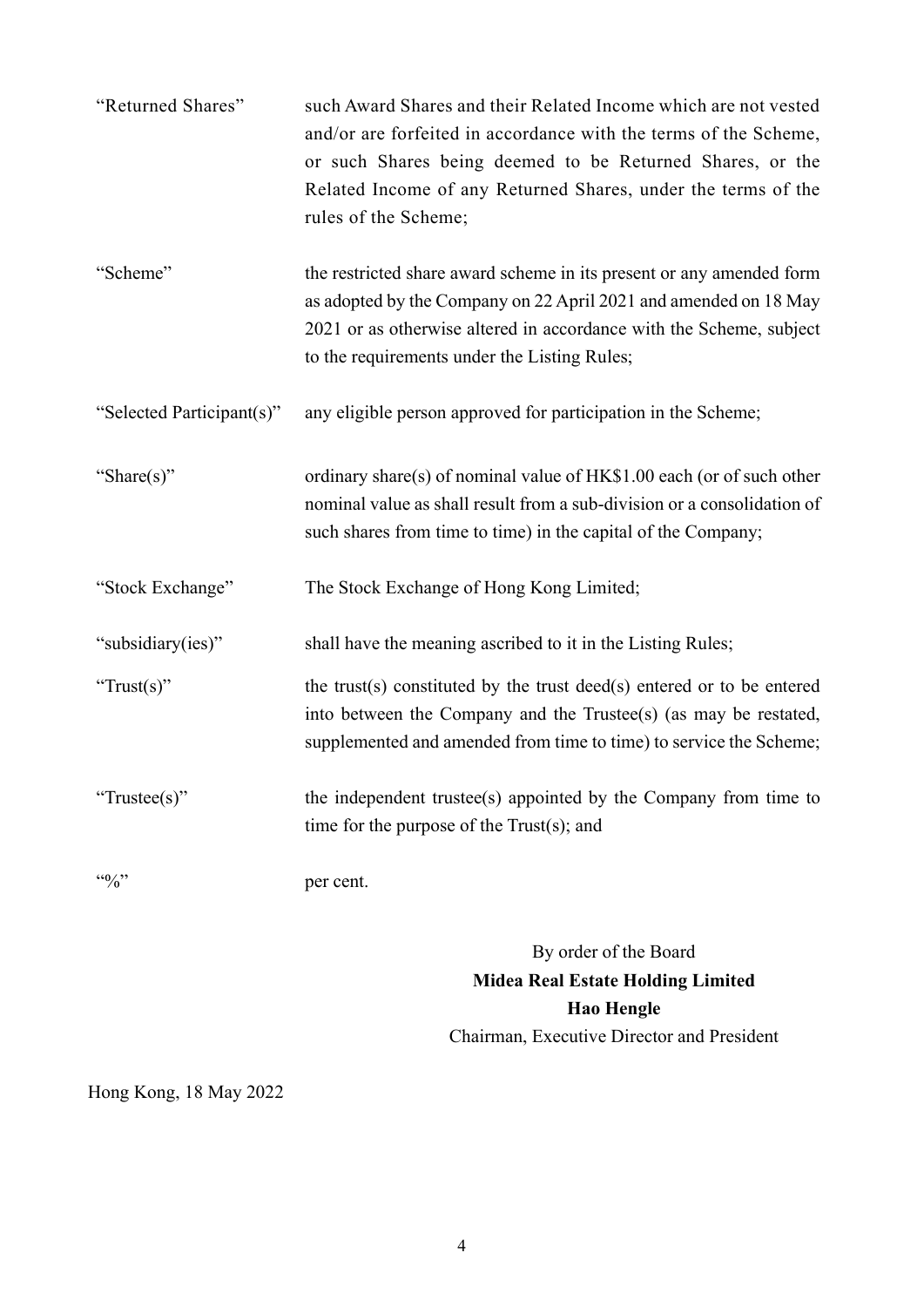| | |
|---|---|
| "Returned Shares" | such Award Shares and their Related Income which are not vested and/or are forfeited in accordance with the terms of the Scheme, or such Shares being deemed to be Returned Shares, or the Related Income of any Returned Shares, under the terms of the rules of the Scheme; |
| "Scheme" | the restricted share award scheme in its present or any amended form as adopted by the Company on 22 April 2021 and amended on 18 May 2021 or as otherwise altered in accordance with the Scheme, subject to the requirements under the Listing Rules; |
| "Selected Participant(s)" | any eligible person approved for participation in the Scheme; |
| "Share(s)" | ordinary share(s) of nominal value of HK$1.00 each (or of such other nominal value as shall result from a sub-division or a consolidation of such shares from time to time) in the capital of the Company; |
| "Stock Exchange" | The Stock Exchange of Hong Kong Limited; |
| "subsidiary(ies)" | shall have the meaning ascribed to it in the Listing Rules; |
| "Trust(s)" | the trust(s) constituted by the trust deed(s) entered or to be entered into between the Company and the Trustee(s) (as may be restated, supplemented and amended from time to time) to service the Scheme; |
| "Trustee(s)" | the independent trustee(s) appointed by the Company from time to time for the purpose of the Trust(s); and |
| "%" | per cent. |

By order of the Board
**Midea Real Estate Holding Limited**
**Hao Hengle**
Chairman, Executive Director and President

Hong Kong, 18 May 2022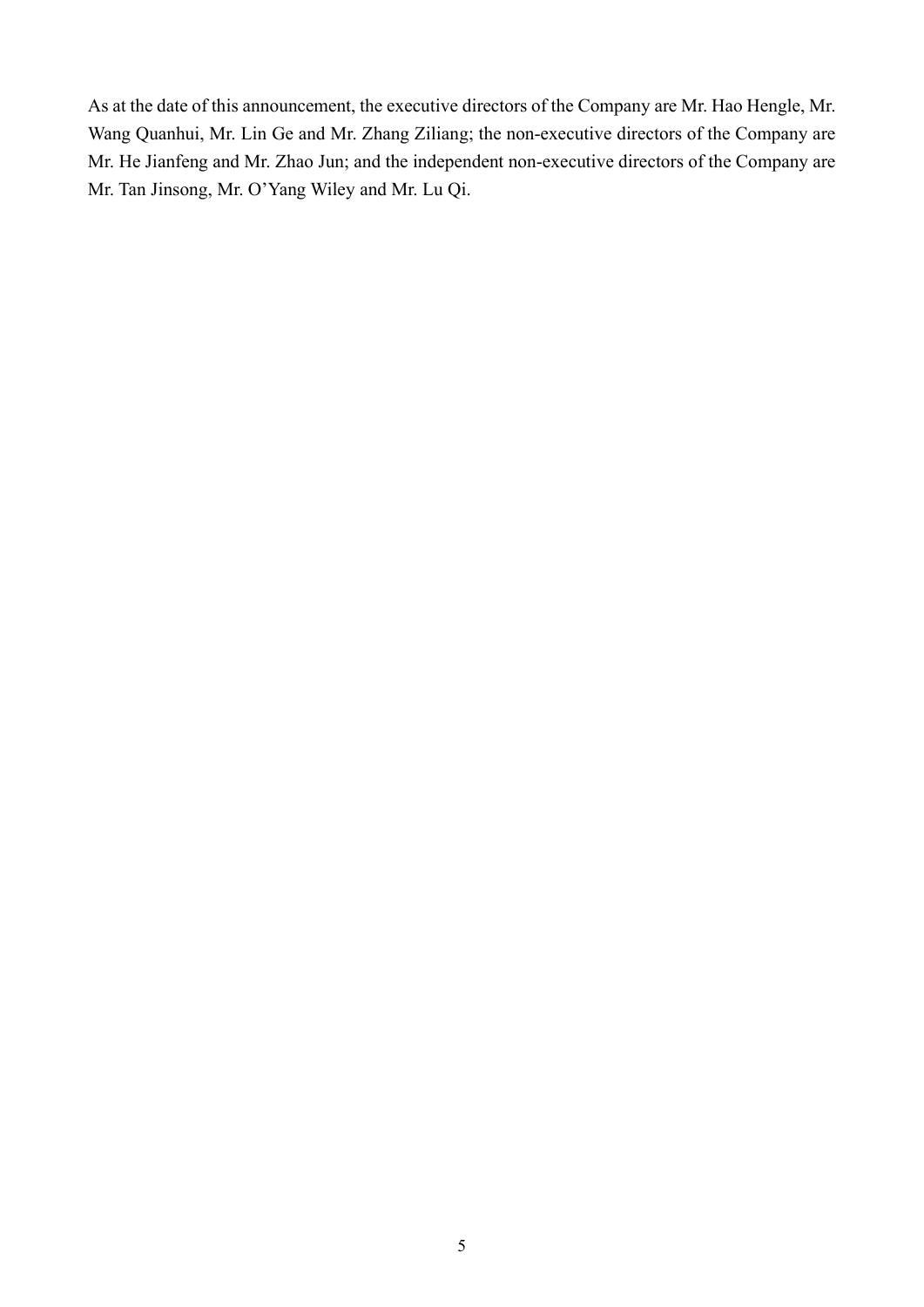As at the date of this announcement, the executive directors of the Company are Mr. Hao Hengle, Mr. Wang Quanhui, Mr. Lin Ge and Mr. Zhang Ziliang; the non-executive directors of the Company are Mr. He Jianfeng and Mr. Zhao Jun; and the independent non-executive directors of the Company are Mr. Tan Jinsong, Mr. O'Yang Wiley and Mr. Lu Qi.